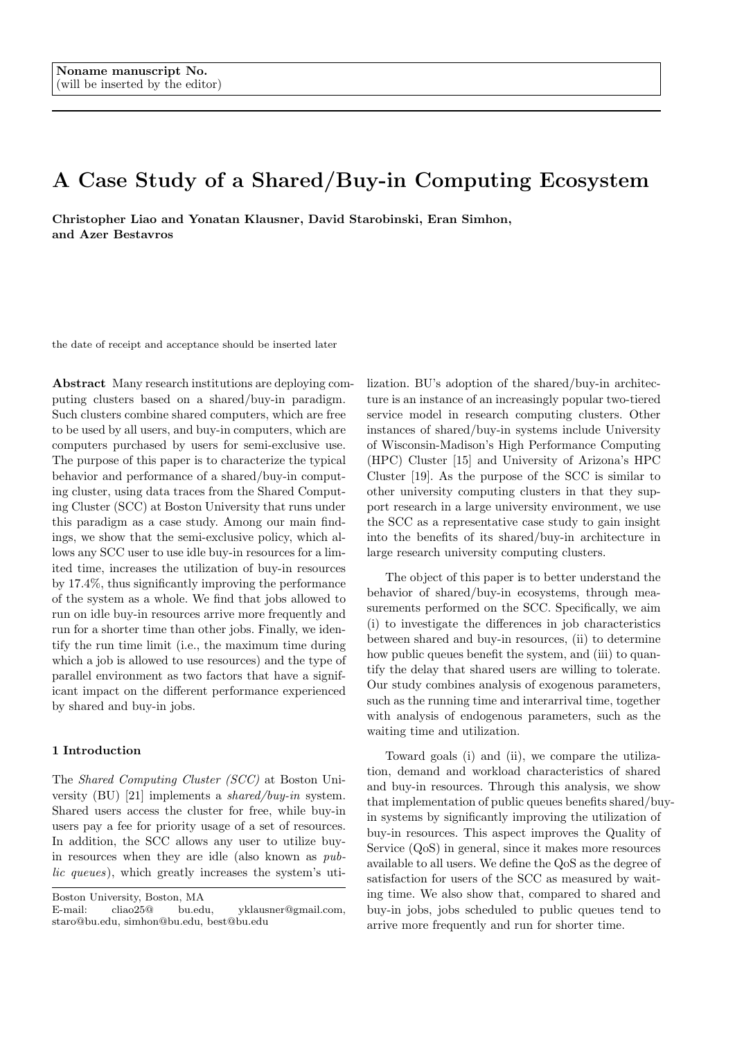Noname manuscript No.
(will be inserted by the editor)

# A Case Study of a Shared/Buy-in Computing Ecosystem

**Christopher Liao and Yonatan Klausner, David Starobinski, Eran Simhon, and Azer Bestavros**

the date of receipt and acceptance should be inserted later

**Abstract** Many research institutions are deploying computing clusters based on a shared/buy-in paradigm. Such clusters combine shared computers, which are free to be used by all users, and buy-in computers, which are computers purchased by users for semi-exclusive use. The purpose of this paper is to characterize the typical behavior and performance of a shared/buy-in computing cluster, using data traces from the Shared Computing Cluster (SCC) at Boston University that runs under this paradigm as a case study. Among our main findings, we show that the semi-exclusive policy, which allows any SCC user to use idle buy-in resources for a limited time, increases the utilization of buy-in resources by 17.4%, thus significantly improving the performance of the system as a whole. We find that jobs allowed to run on idle buy-in resources arrive more frequently and run for a shorter time than other jobs. Finally, we identify the run time limit (i.e., the maximum time during which a job is allowed to use resources) and the type of parallel environment as two factors that have a significant impact on the different performance experienced by shared and buy-in jobs.

Boston University, Boston, MA
E-mail: cliao25@bu.edu, yklausner@gmail.com, staro@bu.edu, simhon@bu.edu, best@bu.edu

## 1 Introduction

The *Shared Computing Cluster (SCC)* at Boston University (BU) [21] implements a *shared/buy-in* system. Shared users access the cluster for free, while buy-in users pay a fee for priority usage of a set of resources. In addition, the SCC allows any user to utilize buy-in resources when they are idle (also known as *public queues*), which greatly increases the system's utilization. BU's adoption of the shared/buy-in architecture is an instance of an increasingly popular two-tiered service model in research computing clusters. Other instances of shared/buy-in systems include University of Wisconsin-Madison's High Performance Computing (HPC) Cluster [15] and University of Arizona's HPC Cluster [19]. As the purpose of the SCC is similar to other university computing clusters in that they support research in a large university environment, we use the SCC as a representative case study to gain insight into the benefits of its shared/buy-in architecture in large research university computing clusters.

The object of this paper is to better understand the behavior of shared/buy-in ecosystems, through measurements performed on the SCC. Specifically, we aim (i) to investigate the differences in job characteristics between shared and buy-in resources, (ii) to determine how public queues benefit the system, and (iii) to quantify the delay that shared users are willing to tolerate. Our study combines analysis of exogenous parameters, such as the running time and interarrival time, together with analysis of endogenous parameters, such as the waiting time and utilization.

Toward goals (i) and (ii), we compare the utilization, demand and workload characteristics of shared and buy-in resources. Through this analysis, we show that implementation of public queues benefits shared/buy-in systems by significantly improving the utilization of buy-in resources. This aspect improves the Quality of Service (QoS) in general, since it makes more resources available to all users. We define the QoS as the degree of satisfaction for users of the SCC as measured by waiting time. We also show that, compared to shared and buy-in jobs, jobs scheduled to public queues tend to arrive more frequently and run for shorter time.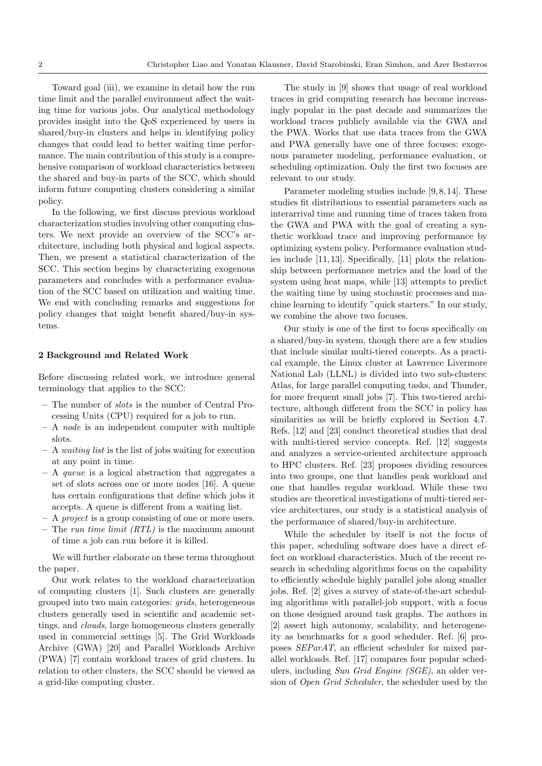Toward goal (iii), we examine in detail how the run time limit and the parallel environment affect the waiting time for various jobs. Our analytical methodology provides insight into the QoS experienced by users in shared/buy-in clusters and helps in identifying policy changes that could lead to better waiting time performance. The main contribution of this study is a comprehensive comparison of workload characteristics between the shared and buy-in parts of the SCC, which should inform future computing clusters considering a similar policy.

In the following, we first discuss previous workload characterization studies involving other computing clusters. We next provide an overview of the SCC's architecture, including both physical and logical aspects. Then, we present a statistical characterization of the SCC. This section begins by characterizing exogenous parameters and concludes with a performance evaluation of the SCC based on utilization and waiting time. We end with concluding remarks and suggestions for policy changes that might benefit shared/buy-in systems.

## 2 Background and Related Work

Before discussing related work, we introduce general terminology that applies to the SCC:

- The number of *slots* is the number of Central Processing Units (CPU) required for a job to run.
- A *node* is an independent computer with multiple slots.
- A *waiting list* is the list of jobs waiting for execution at any point in time.
- A *queue* is a logical abstraction that aggregates a set of slots across one or more nodes [16]. A queue has certain configurations that define which jobs it accepts. A queue is different from a waiting list.
- A *project* is a group consisting of one or more users.
- The *run time limit (RTL)* is the maximum amount of time a job can run before it is killed.

We will further elaborate on these terms throughout the paper.

Our work relates to the workload characterization of computing clusters [1]. Such clusters are generally grouped into two main categories: *grids*, heterogeneous clusters generally used in scientific and academic settings, and *clouds*, large homogeneous clusters generally used in commercial settings [5]. The Grid Workloads Archive (GWA) [20] and Parallel Workloads Archive (PWA) [7] contain workload traces of grid clusters. In relation to other clusters, the SCC should be viewed as a grid-like computing cluster.

The study in [9] shows that usage of real workload traces in grid computing research has become increasingly popular in the past decade and summarizes the workload traces publicly available via the GWA and the PWA. Works that use data traces from the GWA and PWA generally have one of three focuses: exogenous parameter modeling, performance evaluation, or scheduling optimization. Only the first two focuses are relevant to our study.

Parameter modeling studies include [9,8,14]. These studies fit distributions to essential parameters such as interarrival time and running time of traces taken from the GWA and PWA with the goal of creating a synthetic workload trace and improving performance by optimizing system policy. Performance evaluation studies include [11,13]. Specifically, [11] plots the relationship between performance metrics and the load of the system using heat maps, while [13] attempts to predict the waiting time by using stochastic processes and machine learning to identify "quick starters." In our study, we combine the above two focuses.

Our study is one of the first to focus specifically on a shared/buy-in system, though there are a few studies that include similar multi-tiered concepts. As a practical example, the Linux cluster at Lawrence Livermore National Lab (LLNL) is divided into two sub-clusters: Atlas, for large parallel computing tasks, and Thunder, for more frequent small jobs [7]. This two-tiered architecture, although different from the SCC in policy has similarities as will be briefly explored in Section 4.7. Refs. [12] and [23] conduct theoretical studies that deal with multi-tiered service concepts. Ref. [12] suggests and analyzes a service-oriented architecture approach to HPC clusters. Ref. [23] proposes dividing resources into two groups, one that handles peak workload and one that handles regular workload. While these two studies are theoretical investigations of multi-tiered service architectures, our study is a statistical analysis of the performance of shared/buy-in architecture.

While the scheduler by itself is not the focus of this paper, scheduling software does have a direct effect on workload characteristics. Much of the recent research in scheduling algorithms focus on the capability to efficiently schedule highly parallel jobs along smaller jobs. Ref. [2] gives a survey of state-of-the-art scheduling algorithms with parallel-job support, with a focus on those designed around task graphs. The authors in [2] assert high autonomy, scalability, and heterogeneity as benchmarks for a good scheduler. Ref. [6] proposes *SEParAT*, an efficient scheduler for mixed parallel workloads. Ref. [17] compares four popular schedulers, including *Sun Grid Engine (SGE)*, an older version of *Open Grid Scheduler*, the scheduler used by the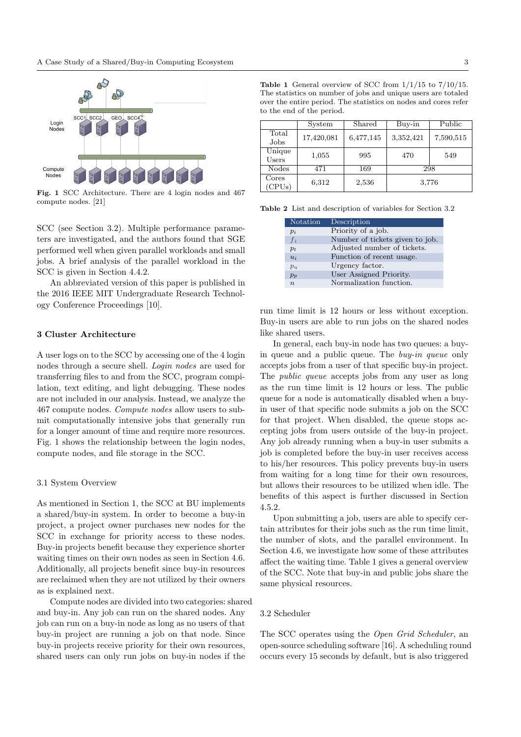Fig. 1 SCC Architecture. There are 4 login nodes and 467 compute nodes. [21]

SCC (see Section 3.2). Multiple performance parameters are investigated, and the authors found that SGE performed well when given parallel workloads and small jobs. A brief analysis of the parallel workload in the SCC is given in Section 4.4.2.

An abbreviated version of this paper is published in the 2016 IEEE MIT Undergraduate Research Technology Conference Proceedings [10].

## 3 Cluster Architecture

A user logs on to the SCC by accessing one of the 4 login nodes through a secure shell. *Login nodes* are used for transferring files to and from the SCC, program compilation, text editing, and light debugging. These nodes are not included in our analysis. Instead, we analyze the 467 compute nodes. *Compute nodes* allow users to submit computationally intensive jobs that generally run for a longer amount of time and require more resources. Fig. 1 shows the relationship between the login nodes, compute nodes, and file storage in the SCC.

### 3.1 System Overview

As mentioned in Section 1, the SCC at BU implements a shared/buy-in system. In order to become a buy-in project, a project owner purchases new nodes for the SCC in exchange for priority access to these nodes. Buy-in projects benefit because they experience shorter waiting times on their own nodes as seen in Section 4.6. Additionally, all projects benefit since buy-in resources are reclaimed when they are not utilized by their owners as is explained next.

Compute nodes are divided into two categories: shared and buy-in. Any job can run on the shared nodes. Any job can run on a buy-in node as long as no users of that buy-in project are running a job on that node. Since buy-in projects receive priority for their own resources, shared users can only run jobs on buy-in nodes if the run time limit is 12 hours or less without exception. Buy-in users are able to run jobs on the shared nodes like shared users.

In general, each buy-in node has two queues: a buy-in queue and a public queue. The *buy-in queue* only accepts jobs from a user of that specific buy-in project. The *public queue* accepts jobs from any user as long as the run time limit is 12 hours or less. The public queue for a node is automatically disabled when a buy-in user of that specific node submits a job on the SCC for that project. When disabled, the queue stops accepting jobs from users outside of the buy-in project. Any job already running when a buy-in user submits a job is completed before the buy-in user receives access to his/her resources. This policy prevents buy-in users from waiting for a long time for their own resources, but allows their resources to be utilized when idle. The benefits of this aspect is further discussed in Section 4.5.2.

Upon submitting a job, users are able to specify certain attributes for their jobs such as the run time limit, the number of slots, and the parallel environment. In Section 4.6, we investigate how some of these attributes affect the waiting time. Table 1 gives a general overview of the SCC. Note that buy-in and public jobs share the same physical resources.

**Table 1** General overview of SCC from 1/1/15 to 7/10/15. The statistics on number of jobs and unique users are totaled over the entire period. The statistics on nodes and cores refer to the end of the period.

| | System | Shared | Buy-in | Public |
|---|---|---|---|---|
| Total Jobs | 17,420,081 | 6,477,145 | 3,352,421 | 7,590,515 |
| Unique Users | 1,055 | 995 | 470 | 549 |
| Nodes | 471 | 169 | 298 | |
| Cores (CPUs) | 6,312 | 2,536 | 3,776 | |

**Table 2** List and description of variables for Section 3.2

| Notation | Description |
|---|---|
| $p_i$ | Priority of a job. |
| $f_i$ | Number of tickets given to job. |
| $p_t$ | Adjusted number of tickets. |
| $u_i$ | Function of recent usage. |
| $p_u$ | Urgency factor. |
| $p_p$ | User Assigned Priority. |
| $n$ | Normalization function. |

### 3.2 Scheduler

The SCC operates using the *Open Grid Scheduler*, an open-source scheduling software [16]. A scheduling round occurs every 15 seconds by default, but is also triggered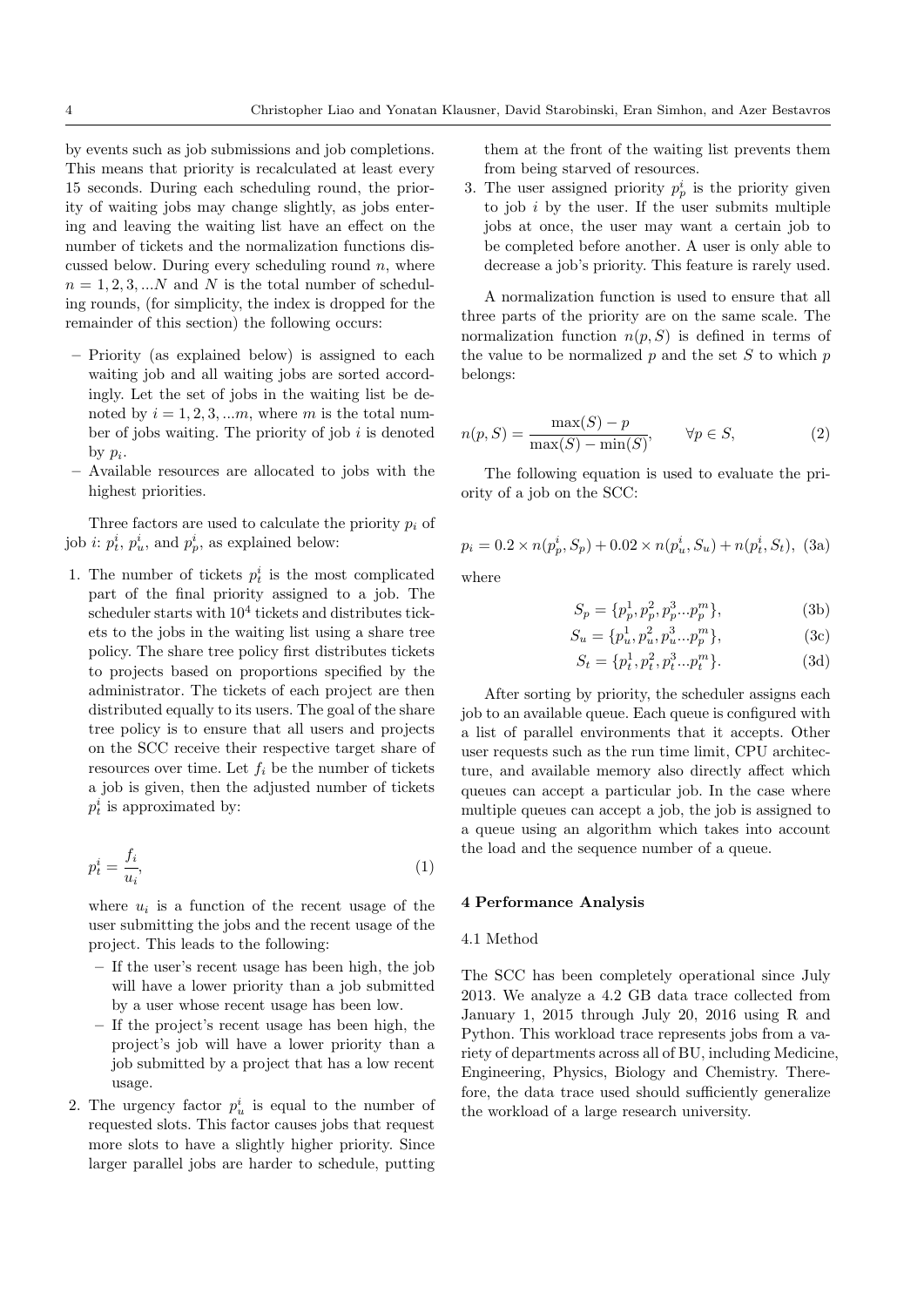by events such as job submissions and job completions. This means that priority is recalculated at least every 15 seconds. During each scheduling round, the priority of waiting jobs may change slightly, as jobs entering and leaving the waiting list have an effect on the number of tickets and the normalization functions discussed below. During every scheduling round $n$, where $n = 1, 2, 3, ...N$ and $N$ is the total number of scheduling rounds, (for simplicity, the index is dropped for the remainder of this section) the following occurs:

– Priority (as explained below) is assigned to each waiting job and all waiting jobs are sorted accordingly. Let the set of jobs in the waiting list be denoted by $i = 1, 2, 3, ...m$, where $m$ is the total number of jobs waiting. The priority of job $i$ is denoted by $p_i$.
– Available resources are allocated to jobs with the highest priorities.

Three factors are used to calculate the priority $p_i$ of job $i$: $p_t^i$, $p_u^i$, and $p_p^i$, as explained below:

1. The number of tickets $p_t^i$ is the most complicated part of the final priority assigned to a job. The scheduler starts with $10^4$ tickets and distributes tickets to the jobs in the waiting list using a share tree policy. The share tree policy first distributes tickets to projects based on proportions specified by the administrator. The tickets of each project are then distributed equally to its users. The goal of the share tree policy is to ensure that all users and projects on the SCC receive their respective target share of resources over time. Let $f_i$ be the number of tickets a job is given, then the adjusted number of tickets $p_t^i$ is approximated by:

$$p_t^i = \frac{f_i}{u_i}, \tag{1}$$

   where $u_i$ is a function of the recent usage of the user submitting the jobs and the recent usage of the project. This leads to the following:
   – If the user's recent usage has been high, the job will have a lower priority than a job submitted by a user whose recent usage has been low.
   – If the project's recent usage has been high, the project's job will have a lower priority than a job submitted by a project that has a low recent usage.
2. The urgency factor $p_u^i$ is equal to the number of requested slots. This factor causes jobs that request more slots to have a slightly higher priority. Since larger parallel jobs are harder to schedule, putting them at the front of the waiting list prevents them from being starved of resources.
3. The user assigned priority $p_p^i$ is the priority given to job $i$ by the user. If the user submits multiple jobs at once, the user may want a certain job to be completed before another. A user is only able to decrease a job's priority. This feature is rarely used.

A normalization function is used to ensure that all three parts of the priority are on the same scale. The normalization function $n(p, S)$ is defined in terms of the value to be normalized $p$ and the set $S$ to which $p$ belongs:

$$n(p, S) = \frac{\max(S) - p}{\max(S) - \min(S)}, \qquad \forall p \in S, \tag{2}$$

The following equation is used to evaluate the priority of a job on the SCC:

$$p_i = 0.2 \times n(p_p^i, S_p) + 0.02 \times n(p_u^i, S_u) + n(p_t^i, S_t), \tag{3a}$$

where

$$S_p = \{p_p^1, p_p^2, p_p^3 ... p_p^m\}, \tag{3b}$$

$$S_u = \{p_u^1, p_u^2, p_u^3 ... p_p^m\}, \tag{3c}$$

$$S_t = \{p_t^1, p_t^2, p_t^3 ... p_t^m\}. \tag{3d}$$

After sorting by priority, the scheduler assigns each job to an available queue. Each queue is configured with a list of parallel environments that it accepts. Other user requests such as the run time limit, CPU architecture, and available memory also directly affect which queues can accept a particular job. In the case where multiple queues can accept a job, the job is assigned to a queue using an algorithm which takes into account the load and the sequence number of a queue.

## 4 Performance Analysis

### 4.1 Method

The SCC has been completely operational since July 2013. We analyze a 4.2 GB data trace collected from January 1, 2015 through July 20, 2016 using R and Python. This workload trace represents jobs from a variety of departments across all of BU, including Medicine, Engineering, Physics, Biology and Chemistry. Therefore, the data trace used should sufficiently generalize the workload of a large research university.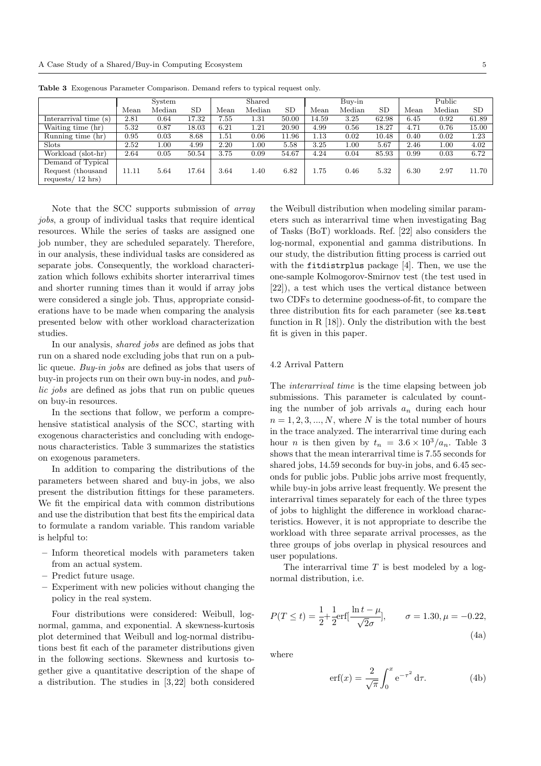**Table 3** Exogenous Parameter Comparison. Demand refers to typical request only.

| | System | | | Shared | | | Buy-in | | | Public | | |
|---|---|---|---|---|---|---|---|---|---|---|---|---|
| | Mean | Median | SD | Mean | Median | SD | Mean | Median | SD | Mean | Median | SD |
| Interarrival time (s) | 2.81 | 0.64 | 17.32 | 7.55 | 1.31 | 50.00 | 14.59 | 3.25 | 62.98 | 6.45 | 0.92 | 61.89 |
| Waiting time (hr) | 5.32 | 0.87 | 18.03 | 6.21 | 1.21 | 20.90 | 4.99 | 0.56 | 18.27 | 4.71 | 0.76 | 15.00 |
| Running time (hr) | 0.95 | 0.03 | 8.68 | 1.51 | 0.06 | 11.96 | 1.13 | 0.02 | 10.48 | 0.40 | 0.02 | 1.23 |
| Slots | 2.52 | 1.00 | 4.99 | 2.20 | 1.00 | 5.58 | 3.25 | 1.00 | 5.67 | 2.46 | 1.00 | 4.02 |
| Workload (slot-hr) | 2.64 | 0.05 | 50.54 | 3.75 | 0.09 | 54.67 | 4.24 | 0.04 | 85.93 | 0.99 | 0.03 | 6.72 |
| Demand of Typical Request (thousand requests/ 12 hrs) | 11.11 | 5.64 | 17.64 | 3.64 | 1.40 | 6.82 | 1.75 | 0.46 | 5.32 | 6.30 | 2.97 | 11.70 |

Note that the SCC supports submission of *array jobs*, a group of individual tasks that require identical resources. While the series of tasks are assigned one job number, they are scheduled separately. Therefore, in our analysis, these individual tasks are considered as separate jobs. Consequently, the workload characterization which follows exhibits shorter interarrival times and shorter running times than it would if array jobs were considered a single job. Thus, appropriate considerations have to be made when comparing the analysis presented below with other workload characterization studies.

In our analysis, *shared jobs* are defined as jobs that run on a shared node excluding jobs that run on a public queue. *Buy-in jobs* are defined as jobs that users of buy-in projects run on their own buy-in nodes, and *public jobs* are defined as jobs that run on public queues on buy-in resources.

In the sections that follow, we perform a comprehensive statistical analysis of the SCC, starting with exogenous characteristics and concluding with endogenous characteristics. Table 3 summarizes the statistics on exogenous parameters.

In addition to comparing the distributions of the parameters between shared and buy-in jobs, we also present the distribution fittings for these parameters. We fit the empirical data with common distributions and use the distribution that best fits the empirical data to formulate a random variable. This random variable is helpful to:

- Inform theoretical models with parameters taken from an actual system.
- Predict future usage.
- Experiment with new policies without changing the policy in the real system.

Four distributions were considered: Weibull, log-normal, gamma, and exponential. A skewness-kurtosis plot determined that Weibull and log-normal distributions best fit each of the parameter distributions given in the following sections. Skewness and kurtosis together give a quantitative description of the shape of a distribution. The studies in [3,22] both considered the Weibull distribution when modeling similar parameters such as interarrival time when investigating Bag of Tasks (BoT) workloads. Ref. [22] also considers the log-normal, exponential and gamma distributions. In our study, the distribution fitting process is carried out with the `fitdistrplus` package [4]. Then, we use the one-sample Kolmogorov-Smirnov test (the test used in [22]), a test which uses the vertical distance between two CDFs to determine goodness-of-fit, to compare the three distribution fits for each parameter (see `ks.test` function in R [18]). Only the distribution with the best fit is given in this paper.

### 4.2 Arrival Pattern

The *interarrival time* is the time elapsing between job submissions. This parameter is calculated by counting the number of job arrivals $a_n$ during each hour $n = 1, 2, 3, ..., N$, where $N$ is the total number of hours in the trace analyzed. The interarrival time during each hour $n$ is then given by $t_n = 3.6 \times 10^3/a_n$. Table 3 shows that the mean interarrival time is 7.55 seconds for shared jobs, 14.59 seconds for buy-in jobs, and 6.45 seconds for public jobs. Public jobs arrive most frequently, while buy-in jobs arrive least frequently. We present the interarrival times separately for each of the three types of jobs to highlight the difference in workload characteristics. However, it is not appropriate to describe the workload with three separate arrival processes, as the three groups of jobs overlap in physical resources and user populations.

The interarrival time $T$ is best modeled by a log-normal distribution, i.e.

$$P(T \leq t) = \frac{1}{2} + \frac{1}{2}\mathrm{erf}[\frac{\ln t - \mu}{\sqrt{2}\sigma}], \qquad \sigma = 1.30, \mu = -0.22, \tag{4a}$$

where

$$\mathrm{erf}(x) = \frac{2}{\sqrt{\pi}} \int_0^x \mathrm{e}^{-\tau^2}\, \mathrm{d}\tau. \tag{4b}$$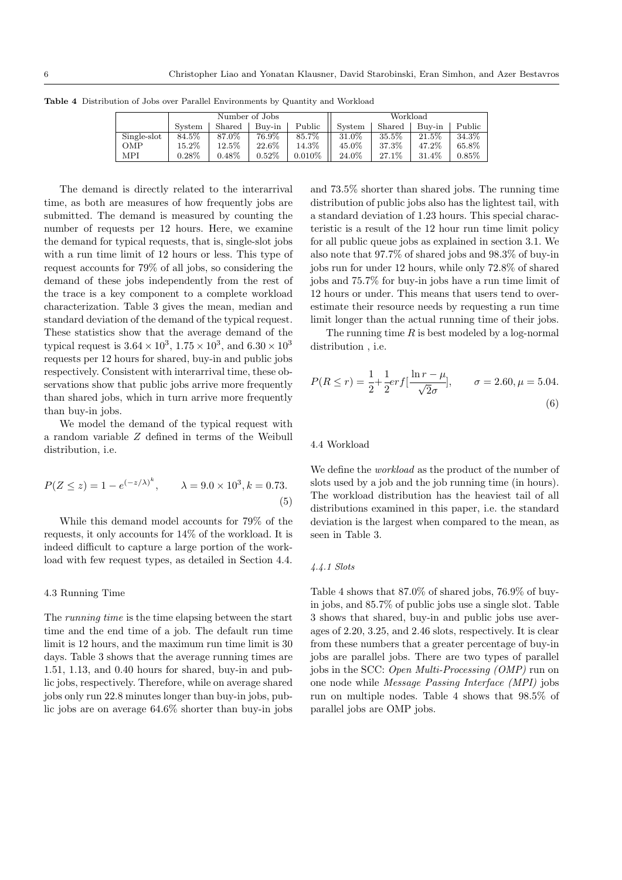**Table 4** Distribution of Jobs over Parallel Environments by Quantity and Workload

| | Number of Jobs | | | | Workload | | | |
|---|---|---|---|---|---|---|---|---|
| | System | Shared | Buy-in | Public | System | Shared | Buy-in | Public |
| Single-slot | 84.5% | 87.0% | 76.9% | 85.7% | 31.0% | 35.5% | 21.5% | 34.3% |
| OMP | 15.2% | 12.5% | 22.6% | 14.3% | 45.0% | 37.3% | 47.2% | 65.8% |
| MPI | 0.28% | 0.48% | 0.52% | 0.010% | 24.0% | 27.1% | 31.4% | 0.85% |

The demand is directly related to the interarrival time, as both are measures of how frequently jobs are submitted. The demand is measured by counting the number of requests per 12 hours. Here, we examine the demand for typical requests, that is, single-slot jobs with a run time limit of 12 hours or less. This type of request accounts for 79% of all jobs, so considering the demand of these jobs independently from the rest of the trace is a key component to a complete workload characterization. Table 3 gives the mean, median and standard deviation of the demand of the typical request. These statistics show that the average demand of the typical request is $3.64 \times 10^3$, $1.75 \times 10^3$, and $6.30 \times 10^3$ requests per 12 hours for shared, buy-in and public jobs respectively. Consistent with interarrival time, these observations show that public jobs arrive more frequently than shared jobs, which in turn arrive more frequently than buy-in jobs.

We model the demand of the typical request with a random variable $Z$ defined in terms of the Weibull distribution, i.e.

$$P(Z \leq z) = 1 - e^{(-z/\lambda)^k}, \qquad \lambda = 9.0 \times 10^3, k = 0.73. \tag{5}$$

While this demand model accounts for 79% of the requests, it only accounts for 14% of the workload. It is indeed difficult to capture a large portion of the workload with few request types, as detailed in Section 4.4.

## 4.3 Running Time

The *running time* is the time elapsing between the start time and the end time of a job. The default run time limit is 12 hours, and the maximum run time limit is 30 days. Table 3 shows that the average running times are 1.51, 1.13, and 0.40 hours for shared, buy-in and public jobs, respectively. Therefore, while on average shared jobs only run 22.8 minutes longer than buy-in jobs, public jobs are on average 64.6% shorter than buy-in jobs and 73.5% shorter than shared jobs. The running time distribution of public jobs also has the lightest tail, with a standard deviation of 1.23 hours. This special characteristic is a result of the 12 hour run time limit policy for all public queue jobs as explained in section 3.1. We also note that 97.7% of shared jobs and 98.3% of buy-in jobs run for under 12 hours, while only 72.8% of shared jobs and 75.7% for buy-in jobs have a run time limit of 12 hours or under. This means that users tend to overestimate their resource needs by requesting a run time limit longer than the actual running time of their jobs.

The running time $R$ is best modeled by a log-normal distribution , i.e.

$$P(R \leq r) = \frac{1}{2} + \frac{1}{2} erf[\frac{\ln r - \mu}{\sqrt{2}\sigma}], \qquad \sigma = 2.60, \mu = 5.04. \tag{6}$$

## 4.4 Workload

We define the *workload* as the product of the number of slots used by a job and the job running time (in hours). The workload distribution has the heaviest tail of all distributions examined in this paper, i.e. the standard deviation is the largest when compared to the mean, as seen in Table 3.

### 4.4.1 Slots

Table 4 shows that 87.0% of shared jobs, 76.9% of buy-in jobs, and 85.7% of public jobs use a single slot. Table 3 shows that shared, buy-in and public jobs use averages of 2.20, 3.25, and 2.46 slots, respectively. It is clear from these numbers that a greater percentage of buy-in jobs are parallel jobs. There are two types of parallel jobs in the SCC: *Open Multi-Processing (OMP)* run on one node while *Message Passing Interface (MPI)* jobs run on multiple nodes. Table 4 shows that 98.5% of parallel jobs are OMP jobs.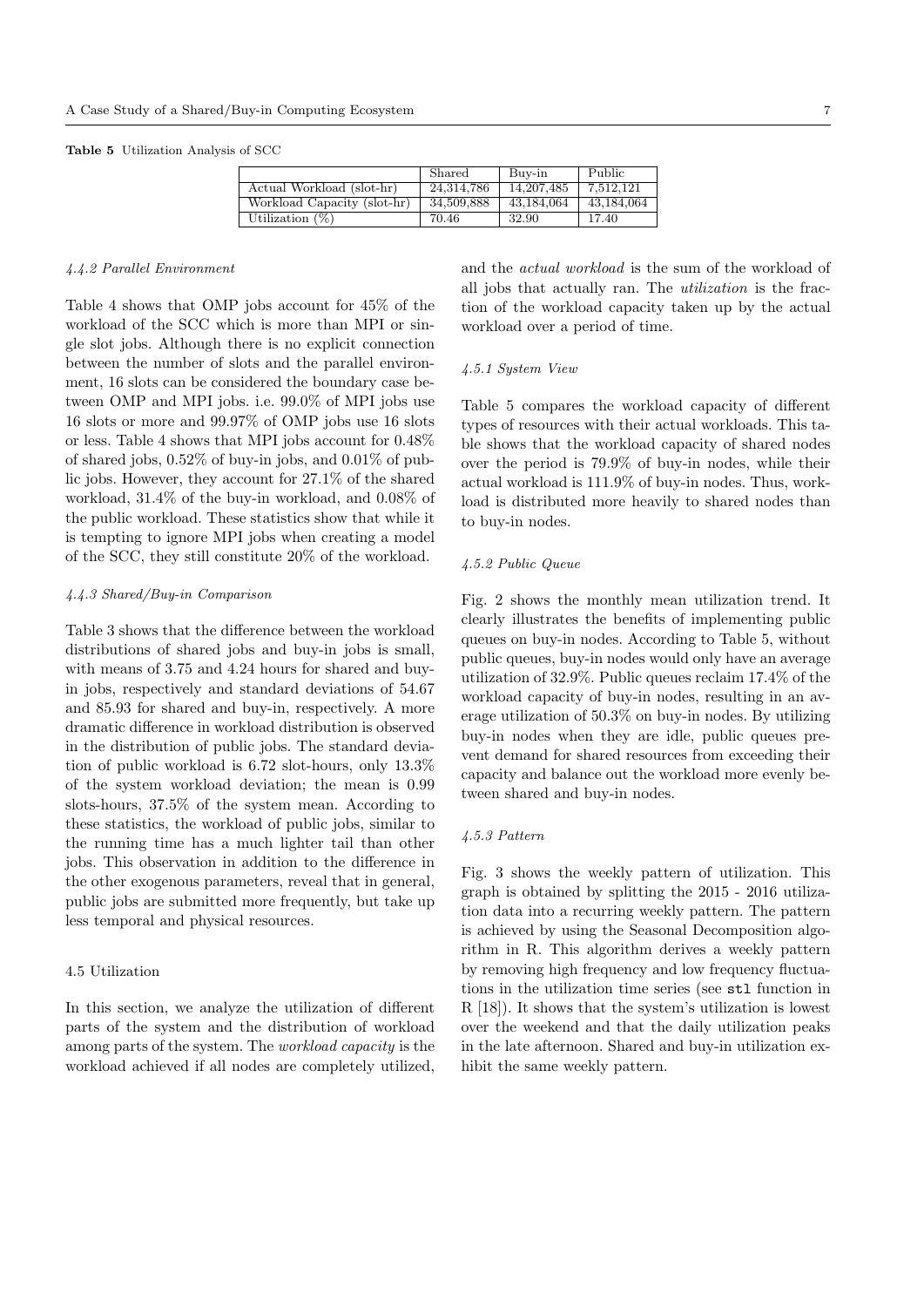**Table 5** Utilization Analysis of SCC

| | Shared | Buy-in | Public |
|---|---|---|---|
| Actual Workload (slot-hr) | 24,314,786 | 14,207,485 | 7,512,121 |
| Workload Capacity (slot-hr) | 34,509,888 | 43,184,064 | 43,184,064 |
| Utilization (%) | 70.46 | 32.90 | 17.40 |

#### *4.4.2 Parallel Environment*

Table 4 shows that OMP jobs account for 45% of the workload of the SCC which is more than MPI or single slot jobs. Although there is no explicit connection between the number of slots and the parallel environment, 16 slots can be considered the boundary case between OMP and MPI jobs. i.e. 99.0% of MPI jobs use 16 slots or more and 99.97% of OMP jobs use 16 slots or less. Table 4 shows that MPI jobs account for 0.48% of shared jobs, 0.52% of buy-in jobs, and 0.01% of public jobs. However, they account for 27.1% of the shared workload, 31.4% of the buy-in workload, and 0.08% of the public workload. These statistics show that while it is tempting to ignore MPI jobs when creating a model of the SCC, they still constitute 20% of the workload.

#### *4.4.3 Shared/Buy-in Comparison*

Table 3 shows that the difference between the workload distributions of shared jobs and buy-in jobs is small, with means of 3.75 and 4.24 hours for shared and buy-in jobs, respectively and standard deviations of 54.67 and 85.93 for shared and buy-in, respectively. A more dramatic difference in workload distribution is observed in the distribution of public jobs. The standard deviation of public workload is 6.72 slot-hours, only 13.3% of the system workload deviation; the mean is 0.99 slots-hours, 37.5% of the system mean. According to these statistics, the workload of public jobs, similar to the running time has a much lighter tail than other jobs. This observation in addition to the difference in the other exogenous parameters, reveal that in general, public jobs are submitted more frequently, but take up less temporal and physical resources.

### 4.5 Utilization

In this section, we analyze the utilization of different parts of the system and the distribution of workload among parts of the system. The *workload capacity* is the workload achieved if all nodes are completely utilized, and the *actual workload* is the sum of the workload of all jobs that actually ran. The *utilization* is the fraction of the workload capacity taken up by the actual workload over a period of time.

#### *4.5.1 System View*

Table 5 compares the workload capacity of different types of resources with their actual workloads. This table shows that the workload capacity of shared nodes over the period is 79.9% of buy-in nodes, while their actual workload is 111.9% of buy-in nodes. Thus, workload is distributed more heavily to shared nodes than to buy-in nodes.

#### *4.5.2 Public Queue*

Fig. 2 shows the monthly mean utilization trend. It clearly illustrates the benefits of implementing public queues on buy-in nodes. According to Table 5, without public queues, buy-in nodes would only have an average utilization of 32.9%. Public queues reclaim 17.4% of the workload capacity of buy-in nodes, resulting in an average utilization of 50.3% on buy-in nodes. By utilizing buy-in nodes when they are idle, public queues prevent demand for shared resources from exceeding their capacity and balance out the workload more evenly between shared and buy-in nodes.

#### *4.5.3 Pattern*

Fig. 3 shows the weekly pattern of utilization. This graph is obtained by splitting the 2015 - 2016 utilization data into a recurring weekly pattern. The pattern is achieved by using the Seasonal Decomposition algorithm in R. This algorithm derives a weekly pattern by removing high frequency and low frequency fluctuations in the utilization time series (see `stl` function in R [18]). It shows that the system's utilization is lowest over the weekend and that the daily utilization peaks in the late afternoon. Shared and buy-in utilization exhibit the same weekly pattern.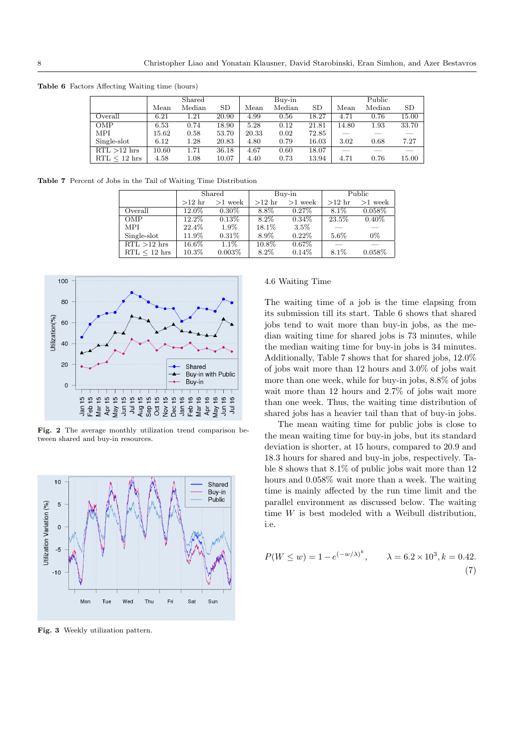**Table 6** Factors Affecting Waiting time (hours)

| | Shared | | | Buy-in | | | Public | | |
|---|---|---|---|---|---|---|---|---|---|
| | Mean | Median | SD | Mean | Median | SD | Mean | Median | SD |
| Overall | 6.21 | 1.21 | 20.90 | 4.99 | 0.56 | 18.27 | 4.71 | 0.76 | 15.00 |
| OMP | 6.53 | 0.74 | 18.90 | 5.28 | 0.12 | 21.81 | 14.80 | 1.93 | 33.70 |
| MPI | 15.62 | 0.58 | 53.70 | 20.33 | 0.02 | 72.85 | — | — | — |
| Single-slot | 6.12 | 1.28 | 20.83 | 4.80 | 0.79 | 16.03 | 3.02 | 0.68 | 7.27 |
| RTL >12 hrs | 10.60 | 1.71 | 36.18 | 4.67 | 0.60 | 18.07 | — | — | — |
| RTL ≤ 12 hrs | 4.58 | 1.08 | 10.07 | 4.40 | 0.73 | 13.94 | 4.71 | 0.76 | 15.00 |

**Table 7** Percent of Jobs in the Tail of Waiting Time Distribution

| | Shared | | Buy-in | | Public | |
|---|---|---|---|---|---|---|
| | >12 hr | >1 week | >12 hr | >1 week | >12 hr | >1 week |
| Overall | 12.0% | 0.30% | 8.8% | 0.27% | 8.1% | 0.058% |
| OMP | 12.2% | 0.13% | 8.2% | 0.34% | 23.5% | 0.40% |
| MPI | 22.4% | 1.9% | 18.1% | 3.5% | — | — |
| Single-slot | 11.9% | 0.31% | 8.9% | 0.22% | 5.6% | 0% |
| RTL >12 hrs | 16.6% | 1.1% | 10.8% | 0.67% | — | — |
| RTL ≤ 12 hrs | 10.3% | 0.003% | 8.2% | 0.14% | 8.1% | 0.058% |

**Fig. 2** The average monthly utilization trend comparison between shared and buy-in resources.

**Fig. 3** Weekly utilization pattern.

### 4.6 Waiting Time

The waiting time of a job is the time elapsing from its submission till its start. Table 6 shows that shared jobs tend to wait more than buy-in jobs, as the median waiting time for shared jobs is 73 minutes, while the median waiting time for buy-in jobs is 34 minutes. Additionally, Table 7 shows that for shared jobs, 12.0% of jobs wait more than 12 hours and 3.0% of jobs wait more than one week, while for buy-in jobs, 8.8% of jobs wait more than 12 hours and 2.7% of jobs wait more than one week. Thus, the waiting time distribution of shared jobs has a heavier tail than that of buy-in jobs.

The mean waiting time for public jobs is close to the mean waiting time for buy-in jobs, but its standard deviation is shorter, at 15 hours, compared to 20.9 and 18.3 hours for shared and buy-in jobs, respectively. Table 8 shows that 8.1% of public jobs wait more than 12 hours and 0.058% wait more than a week. The waiting time is mainly affected by the run time limit and the parallel environment as discussed below. The waiting time $W$ is best modeled with a Weibull distribution, i.e.

$$P(W \leq w) = 1 - e^{(-w/\lambda)^k}, \qquad \lambda = 6.2 \times 10^3, k = 0.42. \tag{7}$$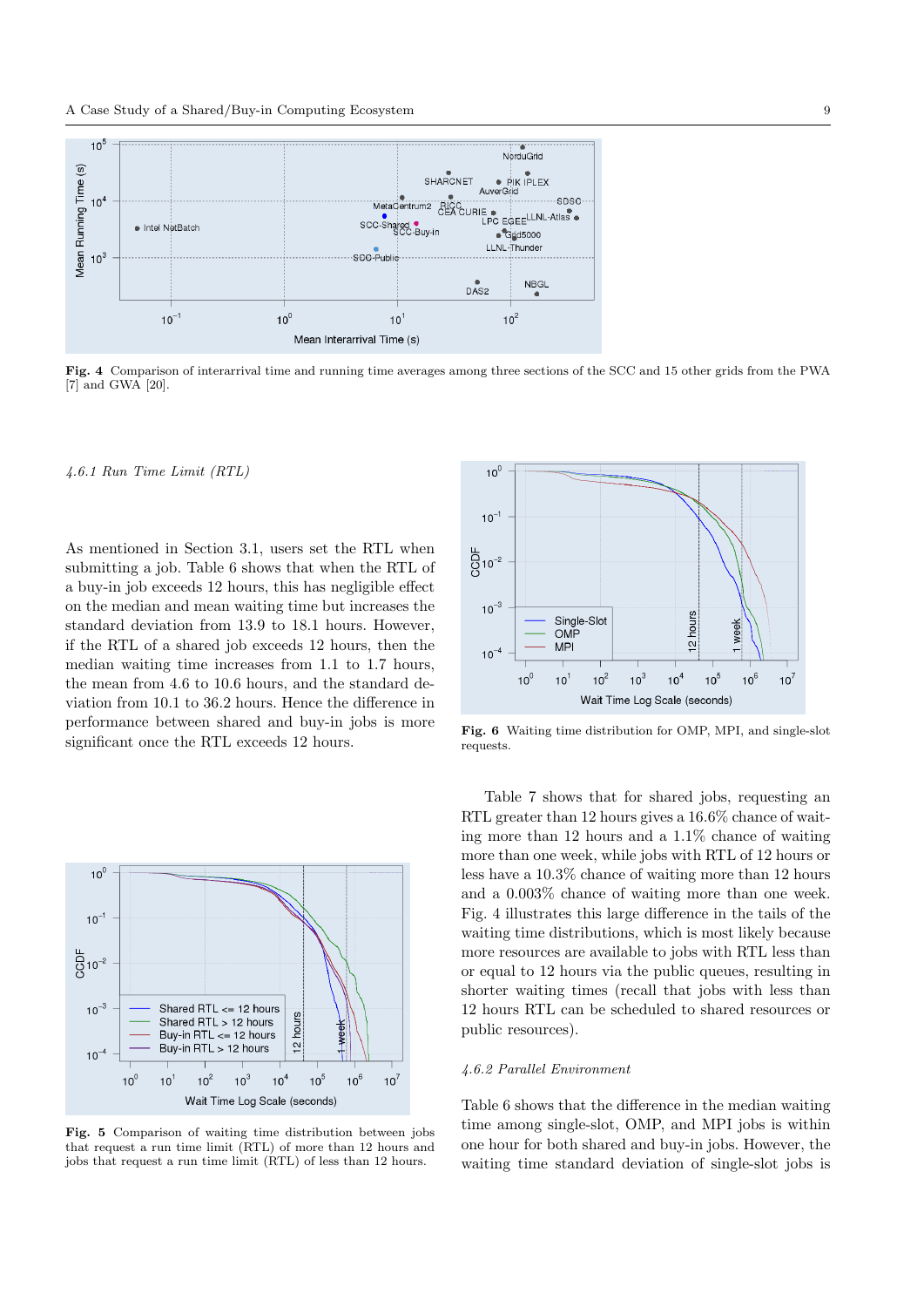**Fig. 4** Comparison of interarrival time and running time averages among three sections of the SCC and 15 other grids from the PWA [7] and GWA [20].

*4.6.1 Run Time Limit (RTL)*

As mentioned in Section 3.1, users set the RTL when submitting a job. Table 6 shows that when the RTL of a buy-in job exceeds 12 hours, this has negligible effect on the median and mean waiting time but increases the standard deviation from 13.9 to 18.1 hours. However, if the RTL of a shared job exceeds 12 hours, then the median waiting time increases from 1.1 to 1.7 hours, the mean from 4.6 to 10.6 hours, and the standard deviation from 10.1 to 36.2 hours. Hence the difference in performance between shared and buy-in jobs is more significant once the RTL exceeds 12 hours.

**Fig. 5** Comparison of waiting time distribution between jobs that request a run time limit (RTL) of more than 12 hours and jobs that request a run time limit (RTL) of less than 12 hours.

**Fig. 6** Waiting time distribution for OMP, MPI, and single-slot requests.

Table 7 shows that for shared jobs, requesting an RTL greater than 12 hours gives a 16.6% chance of waiting more than 12 hours and a 1.1% chance of waiting more than one week, while jobs with RTL of 12 hours or less have a 10.3% chance of waiting more than 12 hours and a 0.003% chance of waiting more than one week. Fig. 4 illustrates this large difference in the tails of the waiting time distributions, which is most likely because more resources are available to jobs with RTL less than or equal to 12 hours via the public queues, resulting in shorter waiting times (recall that jobs with less than 12 hours RTL can be scheduled to shared resources or public resources).

*4.6.2 Parallel Environment*

Table 6 shows that the difference in the median waiting time among single-slot, OMP, and MPI jobs is within one hour for both shared and buy-in jobs. However, the waiting time standard deviation of single-slot jobs is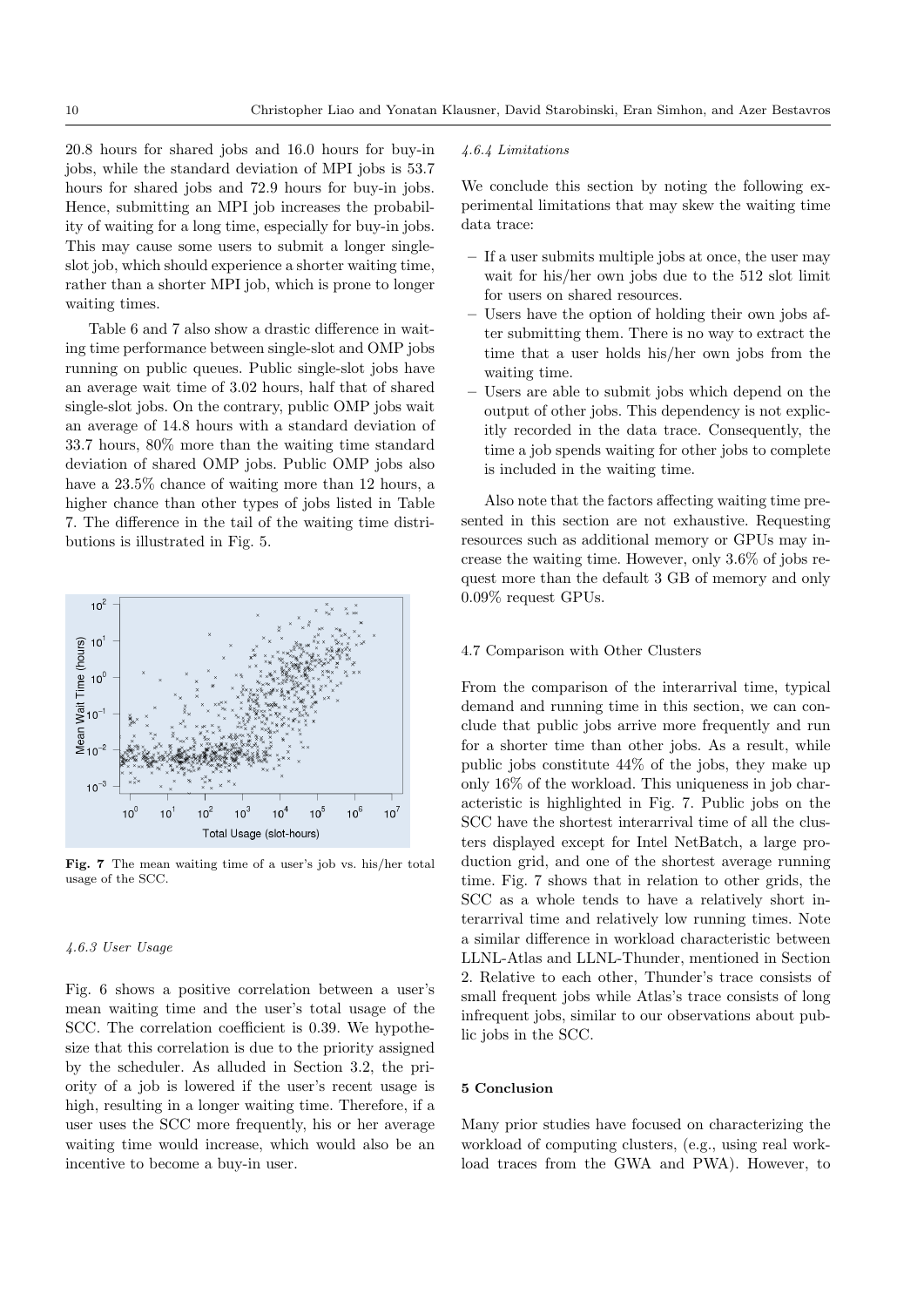20.8 hours for shared jobs and 16.0 hours for buy-in jobs, while the standard deviation of MPI jobs is 53.7 hours for shared jobs and 72.9 hours for buy-in jobs. Hence, submitting an MPI job increases the probability of waiting for a long time, especially for buy-in jobs. This may cause some users to submit a longer single-slot job, which should experience a shorter waiting time, rather than a shorter MPI job, which is prone to longer waiting times.

Table 6 and 7 also show a drastic difference in waiting time performance between single-slot and OMP jobs running on public queues. Public single-slot jobs have an average wait time of 3.02 hours, half that of shared single-slot jobs. On the contrary, public OMP jobs wait an average of 14.8 hours with a standard deviation of 33.7 hours, 80% more than the waiting time standard deviation of shared OMP jobs. Public OMP jobs also have a 23.5% chance of waiting more than 12 hours, a higher chance than other types of jobs listed in Table 7. The difference in the tail of the waiting time distributions is illustrated in Fig. 5.

**Fig. 7** The mean waiting time of a user's job vs. his/her total usage of the SCC.

#### *4.6.3 User Usage*

Fig. 6 shows a positive correlation between a user's mean waiting time and the user's total usage of the SCC. The correlation coefficient is 0.39. We hypothesize that this correlation is due to the priority assigned by the scheduler. As alluded in Section 3.2, the priority of a job is lowered if the user's recent usage is high, resulting in a longer waiting time. Therefore, if a user uses the SCC more frequently, his or her average waiting time would increase, which would also be an incentive to become a buy-in user.

#### *4.6.4 Limitations*

We conclude this section by noting the following experimental limitations that may skew the waiting time data trace:

- If a user submits multiple jobs at once, the user may wait for his/her own jobs due to the 512 slot limit for users on shared resources.
- Users have the option of holding their own jobs after submitting them. There is no way to extract the time that a user holds his/her own jobs from the waiting time.
- Users are able to submit jobs which depend on the output of other jobs. This dependency is not explicitly recorded in the data trace. Consequently, the time a job spends waiting for other jobs to complete is included in the waiting time.

Also note that the factors affecting waiting time presented in this section are not exhaustive. Requesting resources such as additional memory or GPUs may increase the waiting time. However, only 3.6% of jobs request more than the default 3 GB of memory and only 0.09% request GPUs.

### 4.7 Comparison with Other Clusters

From the comparison of the interarrival time, typical demand and running time in this section, we can conclude that public jobs arrive more frequently and run for a shorter time than other jobs. As a result, while public jobs constitute 44% of the jobs, they make up only 16% of the workload. This uniqueness in job characteristic is highlighted in Fig. 7. Public jobs on the SCC have the shortest interarrival time of all the clusters displayed except for Intel NetBatch, a large production grid, and one of the shortest average running time. Fig. 7 shows that in relation to other grids, the SCC as a whole tends to have a relatively short interarrival time and relatively low running times. Note a similar difference in workload characteristic between LLNL-Atlas and LLNL-Thunder, mentioned in Section 2. Relative to each other, Thunder's trace consists of small frequent jobs while Atlas's trace consists of long infrequent jobs, similar to our observations about public jobs in the SCC.

## 5 Conclusion

Many prior studies have focused on characterizing the workload of computing clusters, (e.g., using real workload traces from the GWA and PWA). However, to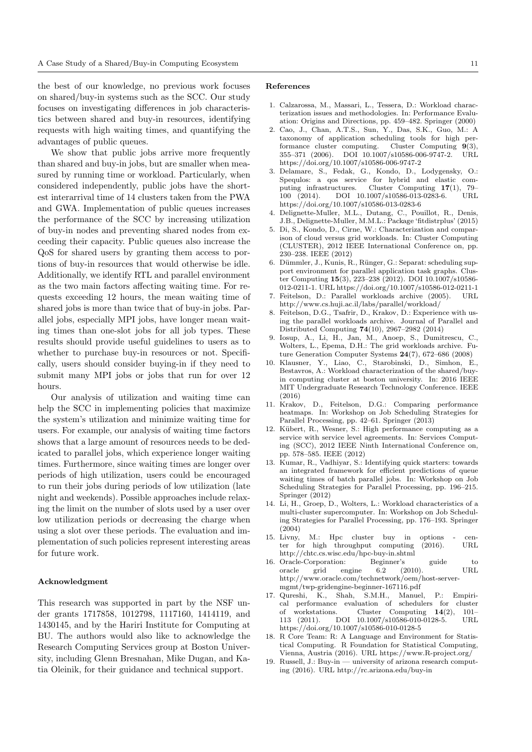the best of our knowledge, no previous work focuses on shared/buy-in systems such as the SCC. Our study focuses on investigating differences in job characteristics between shared and buy-in resources, identifying requests with high waiting times, and quantifying the advantages of public queues.

We show that public jobs arrive more frequently than shared and buy-in jobs, but are smaller when measured by running time or workload. Particularly, when considered independently, public jobs have the shortest interarrival time of 14 clusters taken from the PWA and GWA. Implementation of public queues increases the performance of the SCC by increasing utilization of buy-in nodes and preventing shared nodes from exceeding their capacity. Public queues also increase the QoS for shared users by granting them access to portions of buy-in resources that would otherwise be idle. Additionally, we identify RTL and parallel environment as the two main factors affecting waiting time. For requests exceeding 12 hours, the mean waiting time of shared jobs is more than twice that of buy-in jobs. Parallel jobs, especially MPI jobs, have longer mean waiting times than one-slot jobs for all job types. These results should provide useful guidelines to users as to whether to purchase buy-in resources or not. Specifically, users should consider buying-in if they need to submit many MPI jobs or jobs that run for over 12 hours.

Our analysis of utilization and waiting time can help the SCC in implementing policies that maximize the system's utilization and minimize waiting time for users. For example, our analysis of waiting time factors shows that a large amount of resources needs to be dedicated to parallel jobs, which experience longer waiting times. Furthermore, since waiting times are longer over periods of high utilization, users could be encouraged to run their jobs during periods of low utilization (late night and weekends). Possible approaches include relaxing the limit on the number of slots used by a user over low utilization periods or decreasing the charge when using a slot over these periods. The evaluation and implementation of such policies represent interesting areas for future work.

#### Acknowledgment

This research was supported in part by the NSF under grants 1717858, 1012798, 1117160, 1414119, and 1430145, and by the Hariri Institute for Computing at BU. The authors would also like to acknowledge the Research Computing Services group at Boston University, including Glenn Bresnahan, Mike Dugan, and Katia Oleinik, for their guidance and technical support.

#### References

1. Calzarossa, M., Massari, L., Tessera, D.: Workload characterization issues and methodologies. In: Performance Evaluation: Origins and Directions, pp. 459–482. Springer (2000)
2. Cao, J., Chan, A.T.S., Sun, Y., Das, S.K., Guo, M.: A taxonomy of application scheduling tools for high performance cluster computing. Cluster Computing **9**(3), 355–371 (2006). DOI 10.1007/s10586-006-9747-2. URL https://doi.org/10.1007/s10586-006-9747-2
3. Delamare, S., Fedak, G., Kondo, D., Lodygensky, O.: Spequlos: a qos service for hybrid and elastic computing infrastructures. Cluster Computing **17**(1), 79–100 (2014). DOI 10.1007/s10586-013-0283-6. URL https://doi.org/10.1007/s10586-013-0283-6
4. Delignette-Muller, M.L., Dutang, C., Pouillot, R., Denis, J.B., Delignette-Muller, M.M.L.: Package 'fitdistrplus' (2015)
5. Di, S., Kondo, D., Cirne, W.: Characterization and comparison of cloud versus grid workloads. In: Cluster Computing (CLUSTER), 2012 IEEE International Conference on, pp. 230–238. IEEE (2012)
6. Dümmler, J., Kunis, R., Rünger, G.: Separat: scheduling support environment for parallel application task graphs. Cluster Computing **15**(3), 223–238 (2012). DOI 10.1007/s10586-012-0211-1. URL https://doi.org/10.1007/s10586-012-0211-1
7. Feitelson, D.: Parallel workloads archive (2005). URL http://www.cs.huji.ac.il/labs/parallel/workload/
8. Feitelson, D.G., Tsafrir, D., Krakov, D.: Experience with using the parallel workloads archive. Journal of Parallel and Distributed Computing **74**(10), 2967–2982 (2014)
9. Iosup, A., Li, H., Jan, M., Anoep, S., Dumitrescu, C., Wolters, L., Epema, D.H.: The grid workloads archive. Future Generation Computer Systems **24**(7), 672–686 (2008)
10. Klausner, Y., Liao, C., Starobinski, D., Simhon, E., Bestavros, A.: Workload characterization of the shared/buy-in computing cluster at boston university. In: 2016 IEEE MIT Undergraduate Research Technology Conference. IEEE (2016)
11. Krakov, D., Feitelson, D.G.: Comparing performance heatmaps. In: Workshop on Job Scheduling Strategies for Parallel Processing, pp. 42–61. Springer (2013)
12. Kübert, R., Wesner, S.: High performance computing as a service with service level agreements. In: Services Computing (SCC), 2012 IEEE Ninth International Conference on, pp. 578–585. IEEE (2012)
13. Kumar, R., Vadhiyar, S.: Identifying quick starters: towards an integrated framework for efficient predictions of queue waiting times of batch parallel jobs. In: Workshop on Job Scheduling Strategies for Parallel Processing, pp. 196–215. Springer (2012)
14. Li, H., Groep, D., Wolters, L.: Workload characteristics of a multi-cluster supercomputer. In: Workshop on Job Scheduling Strategies for Parallel Processing, pp. 176–193. Springer (2004)
15. Livny, M.: Hpc cluster buy in options - center for high throughput computing (2016). URL http://chtc.cs.wisc.edu/hpc-buy-in.shtml
16. Oracle-Corporation: Beginner's guide to oracle grid engine 6.2 (2010). URL http://www.oracle.com/technetwork/oem/host-server-mgmt/twp-gridengine-beginner-167116.pdf
17. Qureshi, K., Shah, S.M.H., Manuel, P.: Empirical performance evaluation of schedulers for cluster of workstations. Cluster Computing **14**(2), 101–113 (2011). DOI 10.1007/s10586-010-0128-5. URL https://doi.org/10.1007/s10586-010-0128-5
18. R Core Team: R: A Language and Environment for Statistical Computing. R Foundation for Statistical Computing, Vienna, Austria (2016). URL https://www.R-project.org/
19. Russell, J.: Buy-in — university of arizona research computing (2016). URL http://rc.arizona.edu/buy-in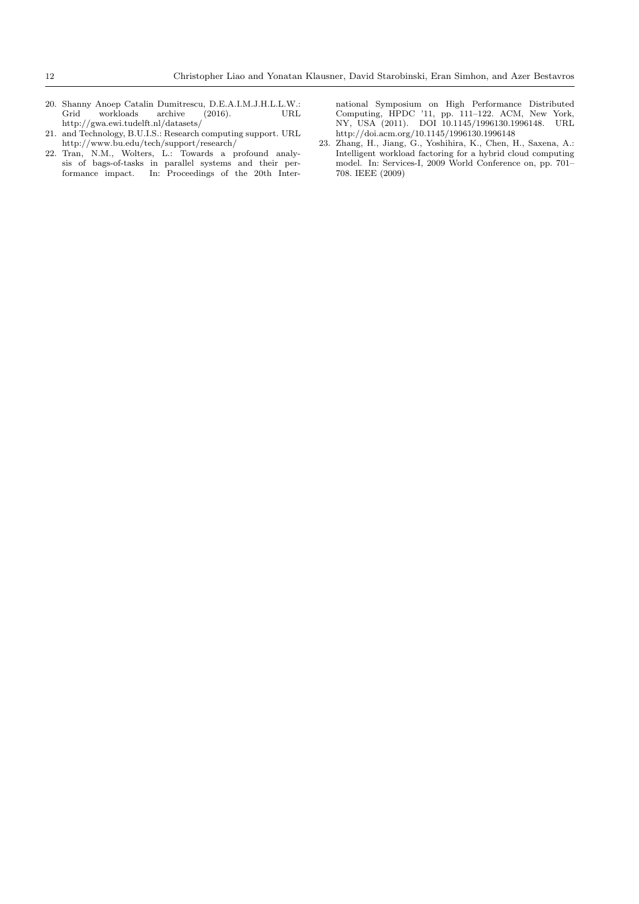20. Shanny Anoep Catalin Dumitrescu, D.E.A.I.M.J.H.L.L.W.: Grid workloads archive (2016). URL http://gwa.ewi.tudelft.nl/datasets/
21. and Technology, B.U.I.S.: Research computing support. URL http://www.bu.edu/tech/support/research/
22. Tran, N.M., Wolters, L.: Towards a profound analysis of bags-of-tasks in parallel systems and their performance impact. In: Proceedings of the 20th International Symposium on High Performance Distributed Computing, HPDC '11, pp. 111–122. ACM, New York, NY, USA (2011). DOI 10.1145/1996130.1996148. URL http://doi.acm.org/10.1145/1996130.1996148
23. Zhang, H., Jiang, G., Yoshihira, K., Chen, H., Saxena, A.: Intelligent workload factoring for a hybrid cloud computing model. In: Services-I, 2009 World Conference on, pp. 701–708. IEEE (2009)